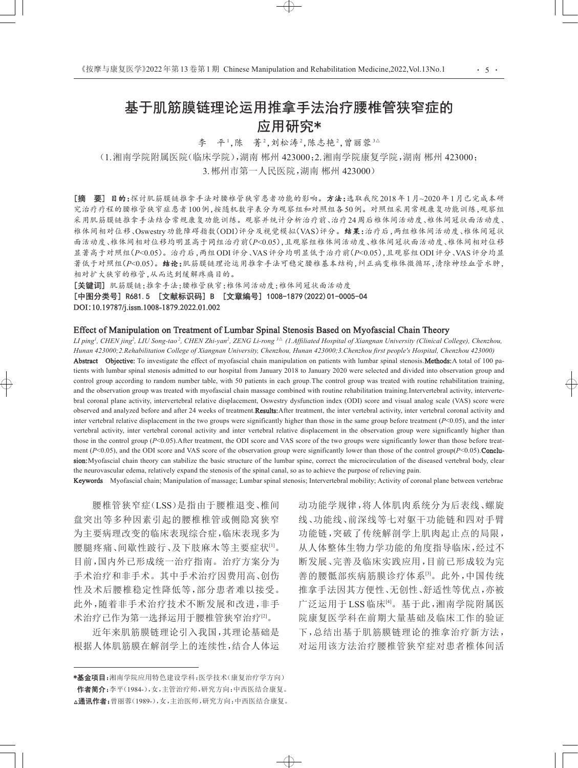# 基于肌筋膜链理论运用推拿手法治疗腰椎管狭窄症的应用研究*

李　平[1]，陈　菁[2]，刘松涛[2]，陈志艳[2]，曾丽蓉[3△]

（1.湘南学院附属医院（临床学院），湖南 郴州 423000；2.湘南学院康复学院，湖南 郴州 423000；3.郴州市第一人民医院，湖南 郴州 423000）

**［摘　要］** **目的：**探讨肌筋膜链推拿手法对腰椎管狭窄患者功能的影响。**方法：**选取我院2018年1月~2020年1月已完成本研究治疗疗程的腰椎管狭窄症患者100例，按随机数字表分为观察组和对照组各50例。对照组采用常规康复功能训练，观察组采用肌筋膜链推拿手法结合常规康复功能训练。观察并统计分析治疗前、治疗24周后椎体间活动度、椎体间冠状面活动度、椎体间相对位移、Oswestry功能障碍指数（ODI）评分及视觉模拟（VAS）评分。**结果：**治疗后，两组椎体间活动度、椎体间冠状面活动度、椎体间相对位移均明显高于同组治疗前（$P<0.05$），且观察组椎体间活动度、椎体间冠状面活动度、椎体间相对位移显著高于对照组（$P<0.05$）。治疗后，两组ODI评分、VAS评分均明显低于治疗前（$P<0.05$），且观察组ODI评分、VAS评分均显著低于对照组（$P<0.05$）。**结论：**肌筋膜链理论运用推拿手法可稳定腰椎基本结构，纠正病变椎体微循环，清除神经血管水肿，相对扩大狭窄的椎管，从而达到缓解疼痛目的。

**［关键词］** 肌筋膜链；推拿手法；腰椎管狭窄；椎体间活动度；椎体间冠状面活动度

**［中图分类号］** R681.5　**［文献标识码］** B　**［文章编号］** 1008-1879(2022)01-0005-04

DOI：10.19787/j.issn.1008-1879.2022.01.002

## Effect of Manipulation on Treatment of Lumbar Spinal Stenosis Based on Myofascial Chain Theory

*LI ping[1], CHEN jing[2], LIU Song-tao[2], CHEN Zhi-yan[2], ZENG Li-rong[3△] (1.Affiliated Hospital of Xiangnan University (Clinical College), Chenzhou, Hunan 423000;2.Rehabilitation College of Xiangnan University, Chenzhou, Hunan 423000;3.Chenzhou first people's Hospital, Chenzhou 423000)*

**Abstract** **Objective:** To investigate the effect of myofascial chain manipulation on patients with lumbar spinal stenosis. **Methods:** A total of 100 patients with lumbar spinal stenosis admitted to our hospital from January 2018 to January 2020 were selected and divided into observation group and control group according to random number table, with 50 patients in each group. The control group was treated with routine rehabilitation training, and the observation group was treated with myofascial chain massage combined with routine rehabilitation training. Intervertebral activity, intervertebral coronal plane activity, intervertebral relative displacement, Oswestry dysfunction index (ODI) score and visual analog scale (VAS) score were observed and analyzed before and after 24 weeks of treatment. **Results:** After treatment, the inter vertebral activity, inter vertebral coronal activity and inter vertebral relative displacement in the two groups were significantly higher than those in the same group before treatment ($P<0.05$), and the inter vertebral activity, inter vertebral coronal activity and inter vertebral relative displacement in the observation group were significantly higher than those in the control group ($P<0.05$). After treatment, the ODI score and VAS score of the two groups were significantly lower than those before treatment ($P<0.05$), and the ODI score and VAS score of the observation group were significantly lower than those of the control group ($P<0.05$). **Conclusion:** Myofascial chain theory can stabilize the basic structure of the lumbar spine, correct the microcirculation of the diseased vertebral body, clear the neurovascular edema, relatively expand the stenosis of the spinal canal, so as to achieve the purpose of relieving pain.

**Keywords** Myofascial chain; Manipulation of massage; Lumbar spinal stenosis; Intervertebral mobility; Activity of coronal plane between vertebrae

腰椎管狭窄症（LSS）是指由于腰椎退变、椎间盘突出等多种因素引起的腰椎椎管或侧隐窝狭窄为主要病理改变的临床表现综合征，临床表现多为腰腿疼痛、间歇性跛行、及下肢麻木等主要症状[1]。目前，国内外已形成统一治疗指南。治疗方案分为手术治疗和非手术。其中手术治疗因费用高、创伤性及术后腰椎稳定性降低等，部分患者难以接受。此外，随着非手术治疗技术不断发展和改进，非手术治疗已作为第一选择运用于腰椎管狭窄治疗[2]。

近年来肌筋膜链理论引入我国，其理论基础是根据人体肌筋膜在解剖学上的连续性，结合人体运动功能学规律，将人体肌肉系统分为后表线、螺旋线、功能线、前深线等七对躯干功能链和四对手臂功能链，突破了传统解剖学上肌肉起止点的局限，从人体整体生物力学功能的角度指导临床，经过不断发展、完善及临床实践应用，目前已形成较为完善的腰骶部疾病筋膜诊疗体系[3]。此外，中国传统推拿手法因其方便性、无创性、舒适性等优点，亦被广泛运用于LSS临床[4]。基于此，湘南学院附属医院康复医学科在前期大量基础及临床工作的验证下，总结出基于肌筋膜链理论的推拿治疗新方法，对运用该方法治疗腰椎管狭窄症对患者椎体间活

---

*基金项目：湘南学院应用特色建设学科：医学技术（康复治疗学方向）

作者简介：李平（1984-），女，主管治疗师，研究方向：中西医结合康复。

△通讯作者：曾丽蓉（1989-），女，主治医师，研究方向：中西医结合康复。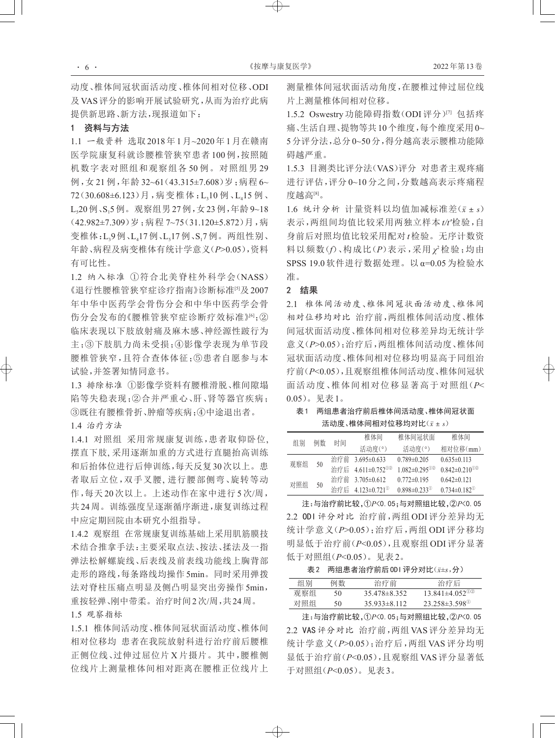动度、椎体间冠状面活动度、椎体间相对位移、ODI及VAS评分的影响开展试验研究，从而为治疗此病提供新思路、新方法，现报道如下：

## 1 资料与方法

1.1 *一般资料* 选取2018年1月~2020年1月在赣南医学院康复科就诊腰椎管狭窄患者100例，按照随机数字表对照组和观察组各50例。对照组男29例，女21例，年龄32~61(43.315±7.608)岁；病程6~72(30.608±6.123)月，病变椎体：$L_3$10例、$L_4$15例、$L_5$20例、$S_1$5例。观察组男27例，女23例，年龄9~18(42.982±7.309)岁；病程7~75(31.120±5.872)月，病变椎体：$L_3$9例、$L_4$17例、$L_5$17例、$S_1$7例。两组性别、年龄、病程及病变椎体有统计学意义($P$>0.05)，资料有可比性。

1.2 *纳入标准* ①符合北美脊柱外科学会(NASS)《退行性腰椎管狭窄症诊疗指南》诊断标准[5]及2007年中华中医药学会骨伤分会和中华中医药学会骨伤分会发布的《腰椎管狭窄症诊断疗效标准》[6]；②临床表现以下肢放射痛及麻木感、神经源性跛行为主；③下肢肌力尚未受损；④影像学表现为单节段腰椎管狭窄，且符合查体体征；⑤患者自愿参与本试验，并签署知情同意书。

1.3 *排除标准* ①影像学资料有腰椎滑脱、椎间隙塌陷等失稳表现；②合并严重心、肝、肾等器官疾病；③既往有腰椎骨折、肿瘤等疾病；④中途退出者。

1.4 *治疗方法*

1.4.1 对照组 采用常规康复训练，患者取仰卧位，摆直下肢，采用逐渐加重的方式进行直腿抬高训练和后抬体位进行后伸训练，每天反复30次以上。患者取后立位，双手叉腰，进行腰部侧弯、旋转等动作，每天20次以上。上述动作在家中进行5次/周，共24周。训练强度呈逐渐循序渐进，康复训练过程中应定期回院由本研究小组指导。

1.4.2 观察组 在常规康复训练基础上采用肌筋膜技术结合推拿手法：主要采取点法、按法、揉法及一指弹法松解螺旋线、后表线及前表线功能线上胸背部走形的路线，每条路线均操作5min。同时采用弹拨法对脊柱压痛点明显及侧凸明显突出旁操作5min，重按轻弹、刚中带柔。治疗时间2次/周，共24周。

1.5 *观察指标*

1.5.1 椎体间活动度、椎体间冠状面活动度、椎体间相对位移均 患者在我院放射科进行治疗前后腰椎正侧位线、过伸过屈位片X片摄片。其中，腰椎侧位线片上测量椎体间相对距离在腰椎正位线片上测量椎体间冠状面活动角度，在腰椎过伸过屈位线片上测量椎体间相对位移。

1.5.2 Oswestry功能障碍指数(ODI评分)[7] 包括疼痛、生活自理、提物等共10个维度，每个维度采用0~5分评分法，总分0~50分，得分越高表示腰椎功能障碍越严重。

1.5.3 目测类比评分法(VAS)评分 对患者主观疼痛进行评估，评分0~10分之间，分数越高表示疼痛程度越高[8]。

1.6 *统计分析* 计量资料以均值加减标准差($\bar{x} \pm s$)表示，两组间均值比较采用两独立样本$t/t'$检验，自身前后对照均值比较采用配对$t$检验。无序计数资料以频数($f$)、构成比($P$)表示，采用$\chi^2$检验；均由SPSS 19.0软件进行数据处理。以α=0.05为检验水准。

## 2 结果

2.1 *椎体间活动度、椎体间冠状面活动度、椎体间相对位移对比* 治疗前，两组椎体间活动度、椎体间冠状面活动度、椎体间相对位移差异均无统计学意义($P$>0.05)；治疗后，两组椎体间活动度、椎体间冠状面活动度、椎体间相对位移均明显高于同组治疗前($P$<0.05)，且观察组椎体间活动度、椎体间冠状面活动度、椎体间相对位移显著高于对照组($P$<0.05)。见表1。

表1 两组患者治疗前后椎体间活动度、椎体间冠状面活动度、椎体间相对位移对比($\bar{x} \pm s$)

| 组别 | 例数 | 时间 | 椎体间活动度(°) | 椎体间冠状面活动度(°) | 椎体间相对位移(mm) |
|---|---|---|---|---|---|
| 观察组 | 50 | 治疗前 | 3.695±0.633 | 0.789±0.205 | 0.635±0.113 |
| | | 治疗后 | 4.611±0.752①② | 1.082±0.295①② | 0.842±0.210①② |
| 对照组 | 50 | 治疗前 | 3.705±0.612 | 0.772±0.195 | 0.642±0.121 |
| | | 治疗后 | 4.123±0.721① | 0.898±0.233① | 0.734±0.182① |

注：与治疗前比较，①$P$<0.05；与对照组比较，②$P$<0.05

2.2 *ODI评分对比* 治疗前，两组ODI评分差异均无统计学意义($P$>0.05)；治疗后，两组ODI评分移均明显低于治疗前($P$<0.05)，且观察组ODI评分显著低于对照组($P$<0.05)。见表2。

表2 两组患者治疗前后ODI评分对比($\bar{x}±s$，分)

| 组别 | 例数 | 治疗前 | 治疗后 |
|---|---|---|---|
| 观察组 | 50 | 35.478±8.352 | 13.841±4.052①② |
| 对照组 | 50 | 35.933±8.112 | 23.258±3.598① |

注：与治疗前比较，①$P$<0.05；与对照组比较，②$P$<0.05

2.2 *VAS评分对比* 治疗前，两组VAS评分差异均无统计学意义($P$>0.05)；治疗后，两组VAS评分均明显低于治疗前($P$<0.05)，且观察组VAS评分显著低于对照组($P$<0.05)。见表3。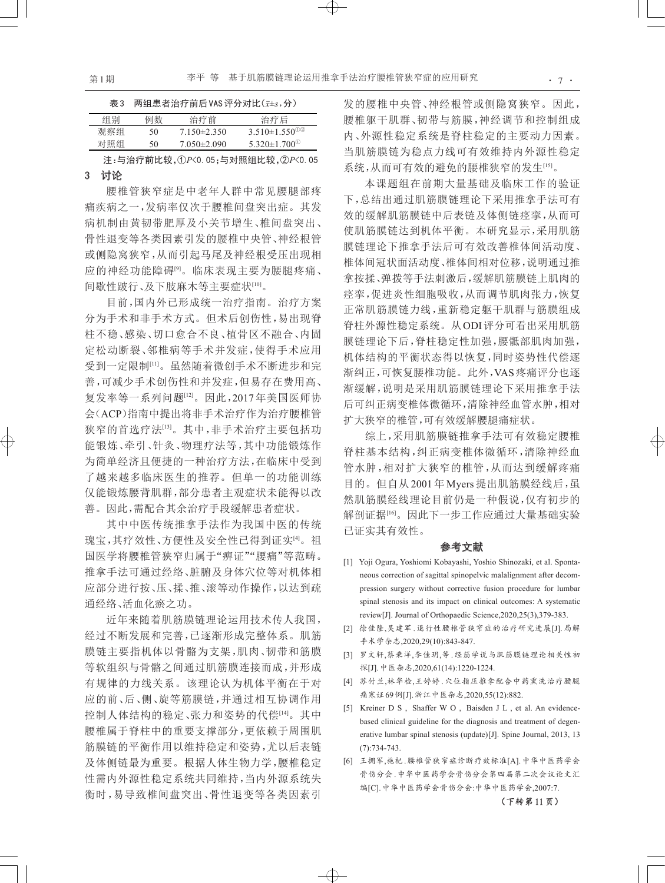表3　两组患者治疗前后VAS评分对比($\bar{x}\pm s$,分)

| 组别 | 例数 | 治疗前 | 治疗后 |
|---|---|---|---|
| 观察组 | 50 | 7.150±2.350 | 3.510±1.550①② |
| 对照组 | 50 | 7.050±2.090 | 5.320±1.700① |

注：与治疗前比较，①$P$<0.05；与对照组比较，②$P$<0.05

## 3　讨论

腰椎管狭窄症是中老年人群中常见腰腿部疼痛疾病之一，发病率仅次于腰椎间盘突出症。其发病机制由黄韧带肥厚及小关节增生、椎间盘突出、骨性退变等各类因素引发的腰椎中央管、神经根管或侧隐窝狭窄，从而引起马尾及神经根受压出现相应的神经功能障碍[9]。临床表现主要为腰腿疼痛、间歇性跛行、及下肢麻木等主要症状[10]。

目前，国内外已形成统一治疗指南。治疗方案分为手术和非手术方式。但术后创伤性，易出现脊柱不稳、感染、切口愈合不良、植骨区不融合、内固定松动断裂、邻椎病等手术并发症，使得手术应用受到一定限制[11]。虽然随着微创手术不断进步和完善，可减少手术创伤性和并发症，但易存在费用高、复发率等一系列问题[12]。因此，2017年美国医师协会(ACP)指南中提出将非手术治疗作为治疗腰椎管狭窄的首选疗法[13]。其中，非手术治疗主要包括功能锻炼、牵引、针灸、物理疗法等，其中功能锻炼作为简单经济且便捷的一种治疗方法，在临床中受到了越来越多临床医生的推荐。但单一的功能训练仅能锻炼腰背肌群，部分患者主观症状未能得以改善。因此，需配合其余治疗手段缓解患者症状。

其中中医传统推拿手法作为我国中医的传统瑰宝，其疗效性、方便性及安全性已得到证实[4]。祖国医学将腰椎管狭窄归属于"痹证""腰痛"等范畴。推拿手法可通过经络、脏腑及身体穴位等对机体相应部分进行按、压、揉、推、滚等动作操作，以达到疏通经络、活血化瘀之功。

近年来随着肌筋膜链理论运用技术传入我国，经过不断发展和完善，已逐渐形成完整体系。肌筋膜链主要指机体以骨骼为支架，肌肉、韧带和筋膜等软组织与骨骼之间通过肌筋膜连接而成，并形成有规律的力线关系。该理论认为机体平衡在于对应的前、后、侧、旋等筋膜链，并通过相互协调作用控制人体结构的稳定、张力和姿势的代偿[14]。其中腰椎属于脊柱中的重要支撑部分，更依赖于周围肌筋膜链的平衡作用以维持稳定和姿势，尤以后表链及体侧链最为重要。根据人体生物力学，腰椎稳定性需内外源性稳定系统共同维持，当内外源系统失衡时，易导致椎间盘突出、骨性退变等各类因素引发的腰椎中央管、神经根管或侧隐窝狭窄。因此，腰椎躯干肌群、韧带与筋膜，神经调节和控制组成内、外源性稳定系统是脊柱稳定的主要动力因素。当肌筋膜链为稳点力线可有效维持内外源性稳定系统，从而可有效的避免的腰椎狭窄的发生[15]。

本课题组在前期大量基础及临床工作的验证下，总结出通过肌筋膜链理论下采用推拿手法可有效的缓解肌筋膜链中后表链及体侧链痉挛，从而可使肌筋膜链达到机体平衡。本研究显示，采用肌筋膜链理论下推拿手法后可有效改善椎体间活动度、椎体间冠状面活动度、椎体间相对位移，说明通过推拿按揉、弹拨等手法刺激后，缓解肌筋膜链上肌肉的痉挛，促进炎性细胞吸收，从而调节肌肉张力，恢复正常肌筋膜链力线，重新稳定躯干肌群与筋膜组成脊柱外源性稳定系统。从ODI评分可看出采用肌筋膜链理论下后，脊柱稳定性加强，腰骶部肌肉加强，机体结构的平衡状态得以恢复，同时姿势性代偿逐渐纠正，可恢复腰椎功能。此外，VAS疼痛评分也逐渐缓解，说明是采用肌筋膜链理论下采用推拿手法后可纠正病变椎体微循环，清除神经血管水肿，相对扩大狭窄的椎管，可有效缓解腰腿痛症状。

综上，采用肌筋膜链推拿手法可有效稳定腰椎脊柱基本结构，纠正病变椎体微循环，清除神经血管水肿，相对扩大狭窄的椎管，从而达到缓解疼痛目的。但自从2001年Myers提出肌筋膜经线后，虽然肌筋膜经线理论目前仍是一种假说，仅有初步的解剖证据[16]。因此下一步工作应通过大量基础实验已证实其有效性。

## 参考文献

[1] Yoji Ogura, Yoshiomi Kobayashi, Yoshio Shinozaki, et al. Spontaneous correction of sagittal spinopelvic malalignment after decompression surgery without corrective fusion procedure for lumbar spinal stenosis and its impact on clinical outcomes: A systematic review[J]. Journal of Orthopaedic Science,2020,25(3),379-383.

[2] 徐佳隆,吴建军.退行性腰椎管狭窄症的治疗研究进展[J].局解手术学杂志,2020,29(10):843-847.

[3] 罗文轩,蔡秉洋,李佳玥,等.经筋学说与肌筋膜链理论相关性初探[J].中医杂志,2020,61(14):1220-1224.

[4] 苏付兰,林华检,王婷婷.穴位指压推拿配合中药熏洗治疗腰腿痛寒证69例[J].浙江中医杂志,2020,55(12):882.

[5] Kreiner D S, Shaffer W O, Baisden J L, et al. An evidence-based clinical guideline for the diagnosis and treatment of degenerative lumbar spinal stenosis (update)[J]. Spine Journal, 2013, 13(7):734-743.

[6] 王拥军,施杞.腰椎管狭窄症诊断疗效标准[A].中华中医药学会骨伤分会.中华中医药学会骨伤分会第四届第二次会议论文汇编[C].中华中医药学会骨伤分会:中华中医药学会,2007:7.

(下转第11页)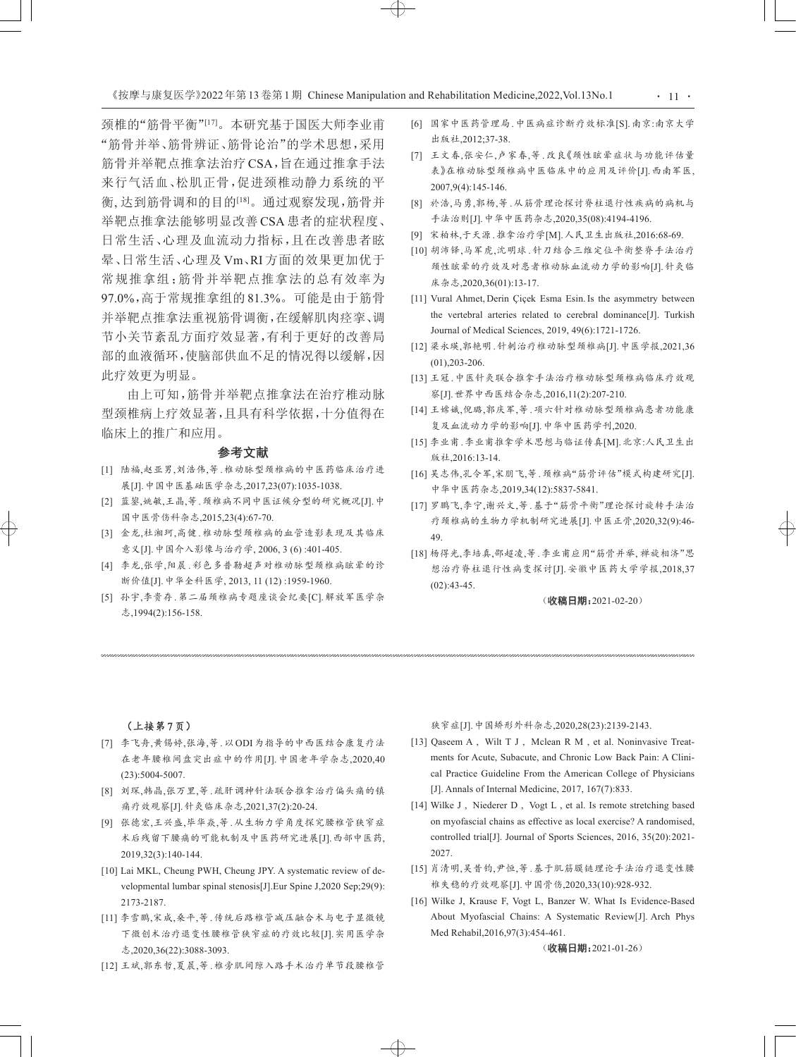颈椎的"筋骨平衡"[17]。本研究基于国医大师李业甫"筋骨并举、筋骨辨证、筋骨论治"的学术思想，采用筋骨并举靶点推拿法治疗CSA，旨在通过推拿手法来行气活血、松肌正骨，促进颈椎动静力系统的平衡，达到筋骨调和的目的[18]。通过观察发现，筋骨并举靶点推拿法能够明显改善CSA患者的症状程度、日常生活、心理及血流动力指标，且在改善患者眩晕、日常生活、心理及Vm、RI方面的效果更加优于常规推拿组；筋骨并举靶点推拿法的总有效率为97.0%，高于常规推拿组的81.3%。可能是由于筋骨并举靶点推拿法重视筋骨调衡，在缓解肌肉痉挛、调节小关节紊乱方面疗效显著，有利于更好的改善局部的血液循环，使脑部供血不足的情况得以缓解，因此疗效更为明显。

由上可知，筋骨并举靶点推拿法在治疗椎动脉型颈椎病上疗效显著，且具有科学依据，十分值得在临床上的推广和应用。

## 参考文献

[1] 陆福,赵亚男,刘浩伟,等.椎动脉型颈椎病的中医药临床治疗进展[J].中国中医基础医学杂志,2017,23(07):1035-1038.

[2] 蓝鋆,姚敏,王晶,等.颈椎病不同中医证候分型的研究概况[J].中国中医骨伤科杂志,2015,23(4):67-70.

[3] 金龙,杜湘珂,高健.椎动脉型颈椎病的血管造影表现及其临床意义[J].中国介入影像与治疗学, 2006, 3 (6) :401-405.

[4] 李龙,张学,阳晨.彩色多普勒超声对椎动脉型颈椎病眩晕的诊断价值[J].中华全科医学, 2013, 11 (12) :1959-1960.

[5] 孙宇,李贵存.第二届颈椎病专题座谈会纪要[C].解放军医学杂志,1994(2):156-158.

[6] 国家中医药管理局.中医病症诊断疗效标准[S].南京:南京大学出版社,2012;37-38.

[7] 王文春,张安仁,卢家春,等.改良《颈性眩晕症状与功能评估量表》在椎动脉型颈椎病中医临床中的应用及评价[J].西南军医,2007,9(4):145-146.

[8] 於浩,马勇,郭杨,等.从筋骨理论探讨脊柱退行性疾病的病机与手法治则[J].中华中医药杂志,2020,35(08):4194-4196.

[9] 宋柏林,于天源.推拿治疗学[M].人民卫生出版社,2016:68-69.

[10] 胡沛锋,马军虎,沈明球.针刀结合三维定位平衡整脊手法治疗颈性眩晕的疗效及对患者椎动脉血流动力学的影响[J].针灸临床杂志,2020,36(01):13-17.

[11] Vural Ahmet, Derin Çiçek Esma Esin. Is the asymmetry between the vertebral arteries related to cerebral dominance[J]. Turkish Journal of Medical Sciences, 2019, 49(6):1721-1726.

[12] 梁永瑛,郭艳明.针刺治疗椎动脉型颈椎病[J].中医学报,2021,36(01),203-206.

[13] 王冠.中医针灸联合推拿手法治疗椎动脉型颈椎病临床疗效观察[J].世界中西医结合杂志,2016,11(2):207-210.

[14] 王锦斌,倪璐,郭庆军,等.项六针对椎动脉型颈椎病患者功能康复及血流动力学的影响[J].中华中医药学刊,2020.

[15] 李业甫.李业甫推拿学术思想与临证传真[M].北京:人民卫生出版社,2016:13-14.

[16] 吴志伟,孔令军,宋朋飞,等.颈椎病"筋骨评估"模式构建研究[J].中华中医药杂志,2019,34(12):5837-5841.

[17] 罗鹏飞,李宁,谢兴文,等.基于"筋骨平衡"理论探讨旋转手法治疗颈椎病的生物力学机制研究进展[J].中医正骨,2020,32(9):46-49.

[18] 杨得光,李培真,邵超凌,等.李业甫应用"筋骨并举,辨旋相济"思想治疗脊柱退行性病变探讨[J].安徽中医药大学学报,2018,37(02):43-45.

（**收稿日期**：2021-02-20）

（上接第7页）

[7] 李飞舟,黄锡婷,张海,等.以ODI为指导的中西医结合康复疗法在老年腰椎间盘突出症中的作用[J].中国老年学杂志,2020,40(23):5004-5007.

[8] 刘琛,韩晶,张万里,等.疏肝调神针法联合推拿治疗偏头痛的镇痛疗效观察[J].针灸临床杂志,2021,37(2):20-24.

[9] 张德宏,王兴盛,毕华焱,等.从生物力学角度探究腰椎管狭窄症术后残留下腰痛的可能机制及中医药研究进展[J].西部中医药,2019,32(3):140-144.

[10] Lai MKL, Cheung PWH, Cheung JPY. A systematic review of developmental lumbar spinal stenosis[J].Eur Spine J,2020 Sep;29(9): 2173-2187.

[11] 李雪鹏,宋成,桑平,等.传统后路椎管减压融合术与电子显微镜下微创术治疗退变性腰椎管狭窄症的疗效比较[J].实用医学杂志,2020,36(22):3088-3093.

[12] 王斌,郭东哲,夏晨,等.椎旁肌间隙入路手术治疗单节段腰椎管狭窄症[J].中国矫形外科杂志,2020,28(23):2139-2143.

[13] Qaseem A , Wilt T J , Mclean R M , et al. Noninvasive Treatments for Acute, Subacute, and Chronic Low Back Pain: A Clinical Practice Guideline From the American College of Physicians [J]. Annals of Internal Medicine, 2017, 167(7):833.

[14] Wilke J , Niederer D , Vogt L , et al. Is remote stretching based on myofascial chains as effective as local exercise? A randomised, controlled trial[J]. Journal of Sports Sciences, 2016, 35(20):2021-2027.

[15] 肖清明,吴普钧,尹恒,等.基于肌筋膜链理论手法治疗退变性腰椎失稳的疗效观察[J].中国骨伤,2020,33(10):928-932.

[16] Wilke J, Krause F, Vogt L, Banzer W. What Is Evidence-Based About Myofascial Chains: A Systematic Review[J]. Arch Phys Med Rehabil,2016,97(3):454-461.

（**收稿日期**：2021-01-26）